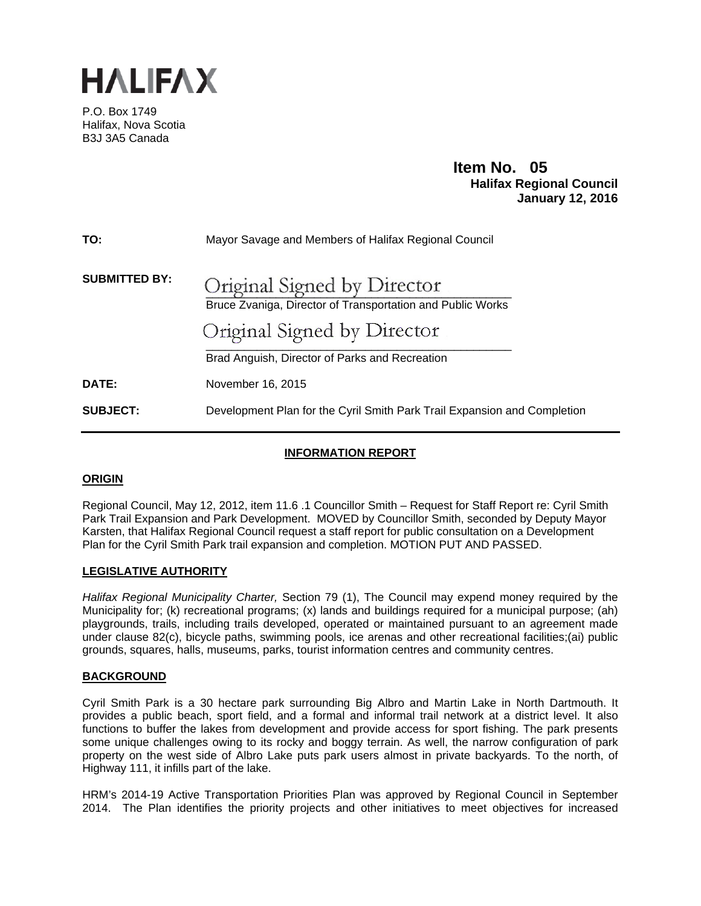# HALIFAX

P.O. Box 1749
Halifax, Nova Scotia
B3J 3A5 Canada

**Item No. 05**
**Halifax Regional Council**
**January 12, 2016**

**TO:** Mayor Savage and Members of Halifax Regional Council

**SUBMITTED BY:** Original Signed by Director

Bruce Zvaniga, Director of Transportation and Public Works

Original Signed by Director

Brad Anguish, Director of Parks and Recreation

**DATE:** November 16, 2015

**SUBJECT:** Development Plan for the Cyril Smith Park Trail Expansion and Completion

## INFORMATION REPORT

### ORIGIN

Regional Council, May 12, 2012, item 11.6 .1 Councillor Smith – Request for Staff Report re: Cyril Smith Park Trail Expansion and Park Development. MOVED by Councillor Smith, seconded by Deputy Mayor Karsten, that Halifax Regional Council request a staff report for public consultation on a Development Plan for the Cyril Smith Park trail expansion and completion. MOTION PUT AND PASSED.

### LEGISLATIVE AUTHORITY

*Halifax Regional Municipality Charter,* Section 79 (1), The Council may expend money required by the Municipality for; (k) recreational programs; (x) lands and buildings required for a municipal purpose; (ah) playgrounds, trails, including trails developed, operated or maintained pursuant to an agreement made under clause 82(c), bicycle paths, swimming pools, ice arenas and other recreational facilities;(ai) public grounds, squares, halls, museums, parks, tourist information centres and community centres.

### BACKGROUND

Cyril Smith Park is a 30 hectare park surrounding Big Albro and Martin Lake in North Dartmouth. It provides a public beach, sport field, and a formal and informal trail network at a district level. It also functions to buffer the lakes from development and provide access for sport fishing. The park presents some unique challenges owing to its rocky and boggy terrain. As well, the narrow configuration of park property on the west side of Albro Lake puts park users almost in private backyards. To the north, of Highway 111, it infills part of the lake.

HRM's 2014-19 Active Transportation Priorities Plan was approved by Regional Council in September 2014. The Plan identifies the priority projects and other initiatives to meet objectives for increased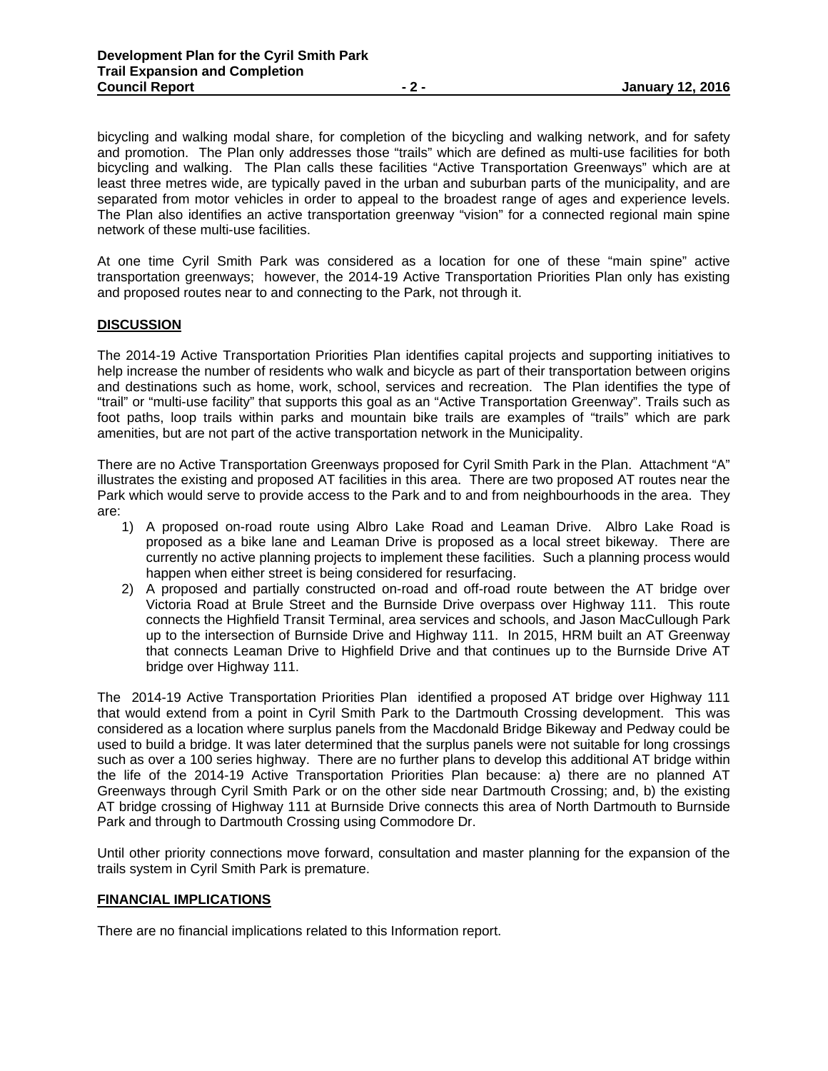bicycling and walking modal share, for completion of the bicycling and walking network, and for safety and promotion. The Plan only addresses those "trails" which are defined as multi-use facilities for both bicycling and walking. The Plan calls these facilities "Active Transportation Greenways" which are at least three metres wide, are typically paved in the urban and suburban parts of the municipality, and are separated from motor vehicles in order to appeal to the broadest range of ages and experience levels. The Plan also identifies an active transportation greenway "vision" for a connected regional main spine network of these multi-use facilities.

At one time Cyril Smith Park was considered as a location for one of these "main spine" active transportation greenways; however, the 2014-19 Active Transportation Priorities Plan only has existing and proposed routes near to and connecting to the Park, not through it.

## DISCUSSION

The 2014-19 Active Transportation Priorities Plan identifies capital projects and supporting initiatives to help increase the number of residents who walk and bicycle as part of their transportation between origins and destinations such as home, work, school, services and recreation. The Plan identifies the type of "trail" or "multi-use facility" that supports this goal as an "Active Transportation Greenway". Trails such as foot paths, loop trails within parks and mountain bike trails are examples of "trails" which are park amenities, but are not part of the active transportation network in the Municipality.

There are no Active Transportation Greenways proposed for Cyril Smith Park in the Plan. Attachment "A" illustrates the existing and proposed AT facilities in this area. There are two proposed AT routes near the Park which would serve to provide access to the Park and to and from neighbourhoods in the area. They are:

1) A proposed on-road route using Albro Lake Road and Leaman Drive. Albro Lake Road is proposed as a bike lane and Leaman Drive is proposed as a local street bikeway. There are currently no active planning projects to implement these facilities. Such a planning process would happen when either street is being considered for resurfacing.
2) A proposed and partially constructed on-road and off-road route between the AT bridge over Victoria Road at Brule Street and the Burnside Drive overpass over Highway 111. This route connects the Highfield Transit Terminal, area services and schools, and Jason MacCullough Park up to the intersection of Burnside Drive and Highway 111. In 2015, HRM built an AT Greenway that connects Leaman Drive to Highfield Drive and that continues up to the Burnside Drive AT bridge over Highway 111.

The 2014-19 Active Transportation Priorities Plan identified a proposed AT bridge over Highway 111 that would extend from a point in Cyril Smith Park to the Dartmouth Crossing development. This was considered as a location where surplus panels from the Macdonald Bridge Bikeway and Pedway could be used to build a bridge. It was later determined that the surplus panels were not suitable for long crossings such as over a 100 series highway. There are no further plans to develop this additional AT bridge within the life of the 2014-19 Active Transportation Priorities Plan because: a) there are no planned AT Greenways through Cyril Smith Park or on the other side near Dartmouth Crossing; and, b) the existing AT bridge crossing of Highway 111 at Burnside Drive connects this area of North Dartmouth to Burnside Park and through to Dartmouth Crossing using Commodore Dr.

Until other priority connections move forward, consultation and master planning for the expansion of the trails system in Cyril Smith Park is premature.

## FINANCIAL IMPLICATIONS

There are no financial implications related to this Information report.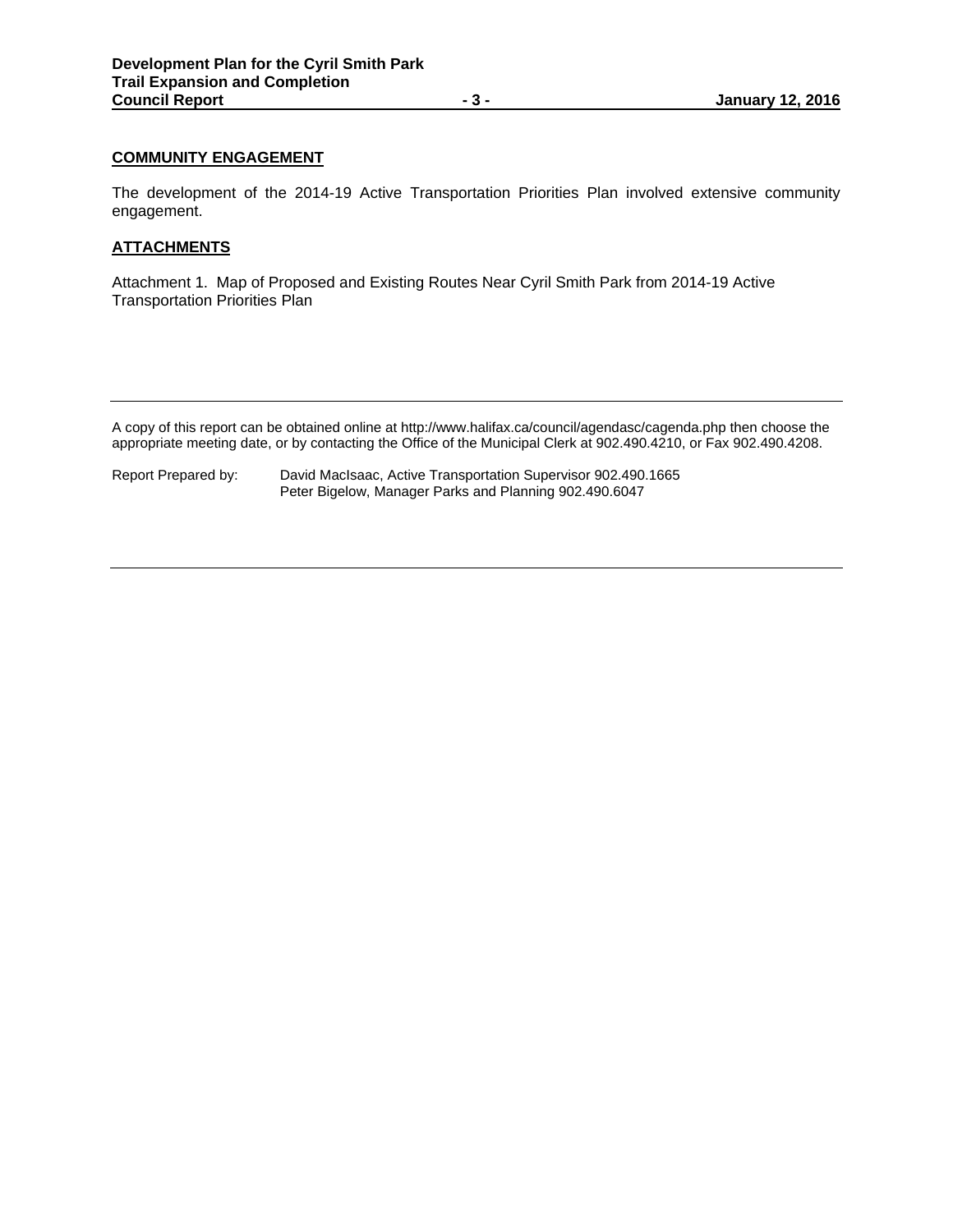## COMMUNITY ENGAGEMENT

The development of the 2014-19 Active Transportation Priorities Plan involved extensive community engagement.

## ATTACHMENTS

Attachment 1. Map of Proposed and Existing Routes Near Cyril Smith Park from 2014-19 Active Transportation Priorities Plan

---

A copy of this report can be obtained online at http://www.halifax.ca/council/agendasc/cagenda.php then choose the appropriate meeting date, or by contacting the Office of the Municipal Clerk at 902.490.4210, or Fax 902.490.4208.

Report Prepared by: David MacIsaac, Active Transportation Supervisor 902.490.1665
Peter Bigelow, Manager Parks and Planning 902.490.6047

---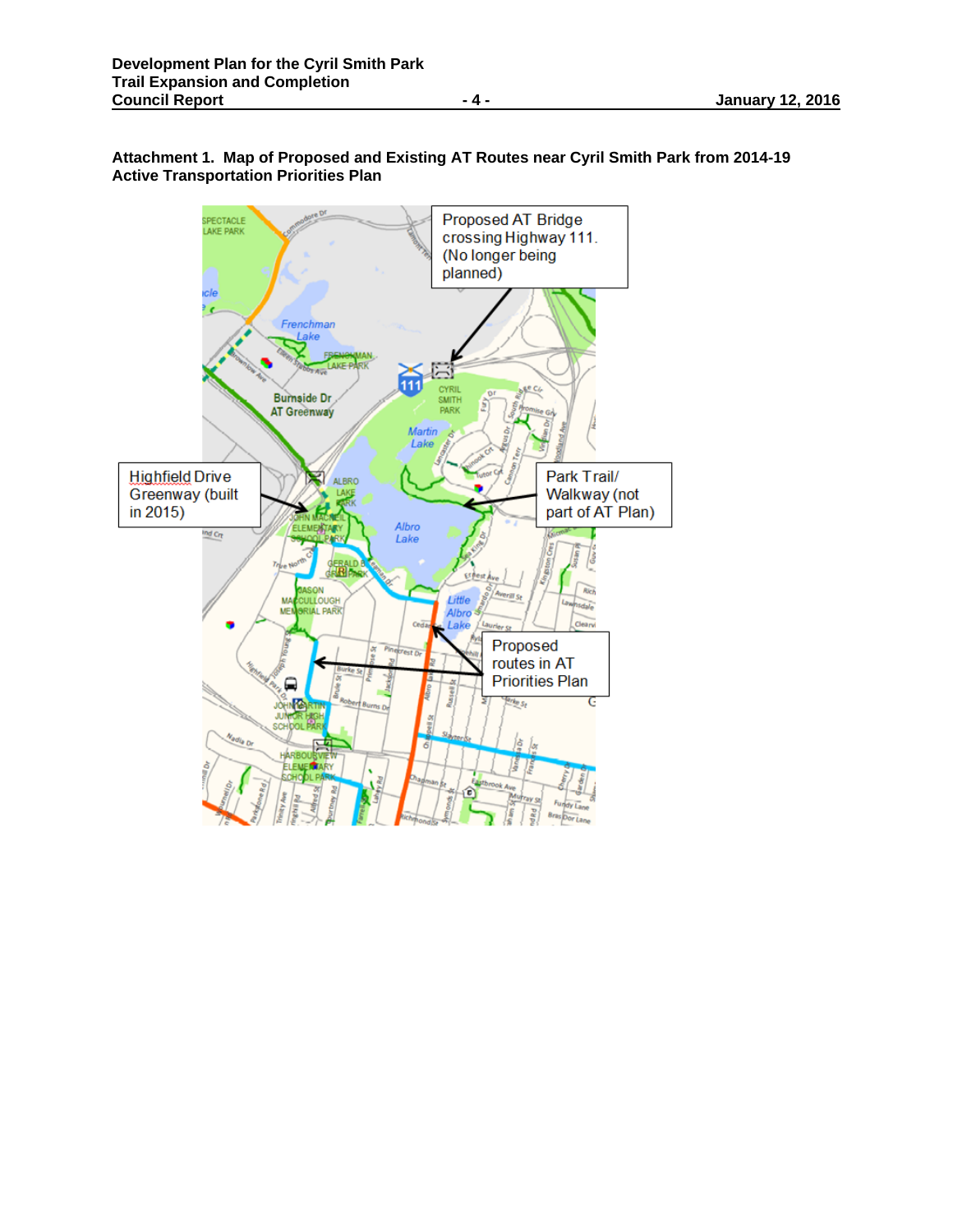**Attachment 1. Map of Proposed and Existing AT Routes near Cyril Smith Park from 2014-19 Active Transportation Priorities Plan**

Proposed AT Bridge crossing Highway 111. (No longer being planned)

Highfield Drive Greenway (built in 2015)

Park Trail/ Walkway (not part of AT Plan)

Proposed routes in AT Priorities Plan